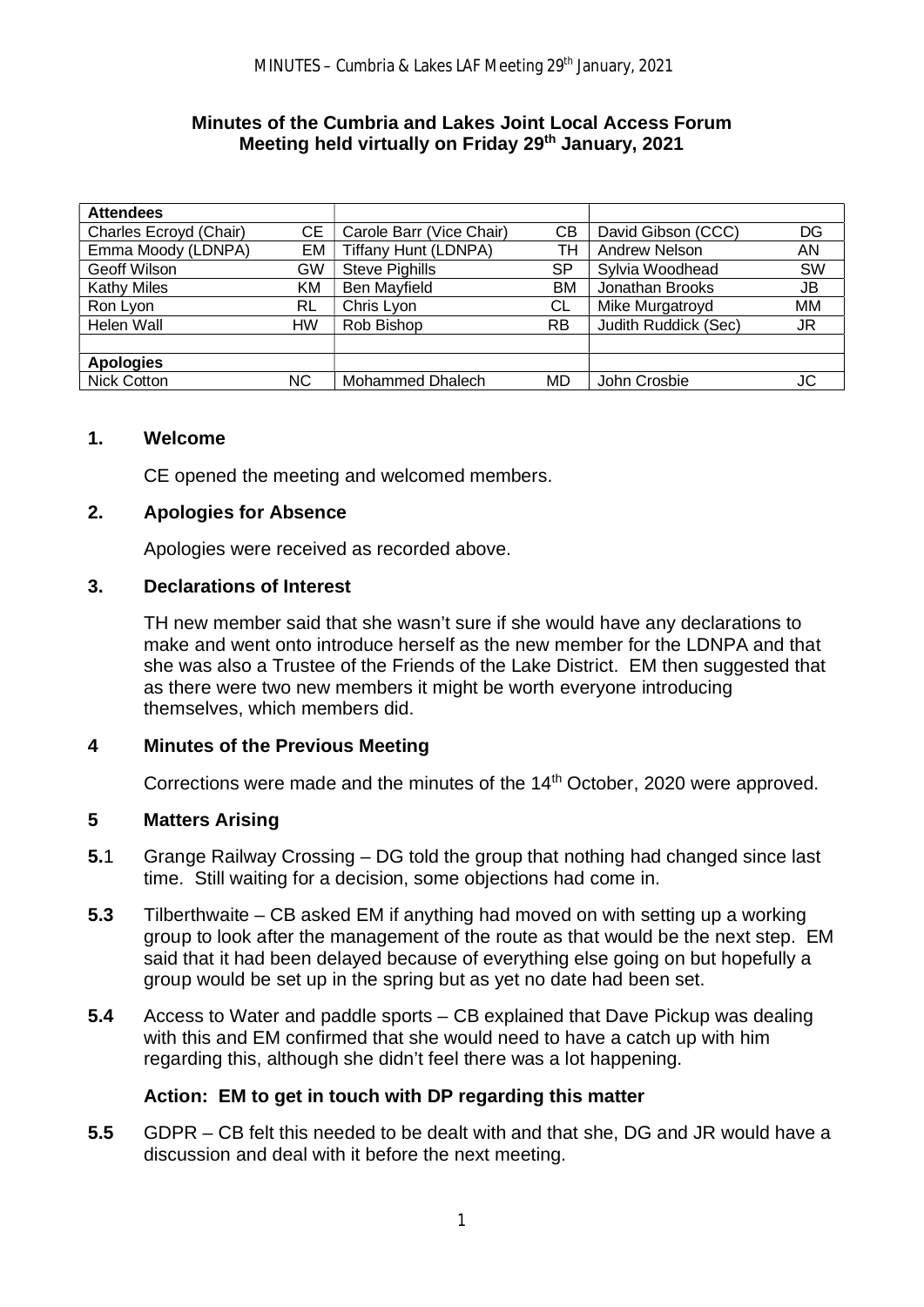# Minutes of the Cumbria and Lakes Joint Local Access Forum Meeting held virtually on Friday 29th January, 2021

| Attendees | | | | | |
|---|---|---|---|---|---|
| Charles Ecroyd (Chair) | CE | Carole Barr (Vice Chair) | CB | David Gibson (CCC) | DG |
| Emma Moody (LDNPA) | EM | Tiffany Hunt (LDNPA) | TH | Andrew Nelson | AN |
| Geoff Wilson | GW | Steve Pighills | SP | Sylvia Woodhead | SW |
| Kathy Miles | KM | Ben Mayfield | BM | Jonathan Brooks | JB |
| Ron Lyon | RL | Chris Lyon | CL | Mike Murgatroyd | MM |
| Helen Wall | HW | Rob Bishop | RB | Judith Ruddick (Sec) | JR |
| | | | | | |
| **Apologies** | | | | | |
| Nick Cotton | NC | Mohammed Dhalech | MD | John Crosbie | JC |

## 1. Welcome

CE opened the meeting and welcomed members.

## 2. Apologies for Absence

Apologies were received as recorded above.

## 3. Declarations of Interest

TH new member said that she wasn't sure if she would have any declarations to make and went onto introduce herself as the new member for the LDNPA and that she was also a Trustee of the Friends of the Lake District. EM then suggested that as there were two new members it might be worth everyone introducing themselves, which members did.

## 4 Minutes of the Previous Meeting

Corrections were made and the minutes of the 14th October, 2020 were approved.

## 5 Matters Arising

**5.1** Grange Railway Crossing – DG told the group that nothing had changed since last time. Still waiting for a decision, some objections had come in.

**5.3** Tilberthwaite – CB asked EM if anything had moved on with setting up a working group to look after the management of the route as that would be the next step. EM said that it had been delayed because of everything else going on but hopefully a group would be set up in the spring but as yet no date had been set.

**5.4** Access to Water and paddle sports – CB explained that Dave Pickup was dealing with this and EM confirmed that she would need to have a catch up with him regarding this, although she didn't feel there was a lot happening.

**Action: EM to get in touch with DP regarding this matter**

**5.5** GDPR – CB felt this needed to be dealt with and that she, DG and JR would have a discussion and deal with it before the next meeting.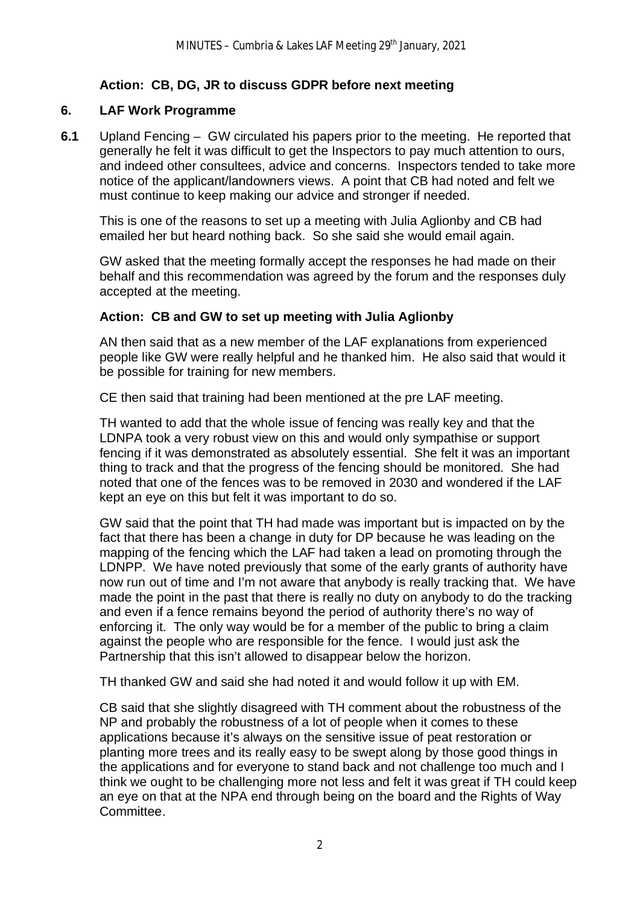**Action: CB, DG, JR to discuss GDPR before next meeting**

## 6. LAF Work Programme

**6.1** Upland Fencing – GW circulated his papers prior to the meeting. He reported that generally he felt it was difficult to get the Inspectors to pay much attention to ours, and indeed other consultees, advice and concerns. Inspectors tended to take more notice of the applicant/landowners views. A point that CB had noted and felt we must continue to keep making our advice and stronger if needed.

This is one of the reasons to set up a meeting with Julia Aglionby and CB had emailed her but heard nothing back. So she said she would email again.

GW asked that the meeting formally accept the responses he had made on their behalf and this recommendation was agreed by the forum and the responses duly accepted at the meeting.

**Action: CB and GW to set up meeting with Julia Aglionby**

AN then said that as a new member of the LAF explanations from experienced people like GW were really helpful and he thanked him. He also said that would it be possible for training for new members.

CE then said that training had been mentioned at the pre LAF meeting.

TH wanted to add that the whole issue of fencing was really key and that the LDNPA took a very robust view on this and would only sympathise or support fencing if it was demonstrated as absolutely essential. She felt it was an important thing to track and that the progress of the fencing should be monitored. She had noted that one of the fences was to be removed in 2030 and wondered if the LAF kept an eye on this but felt it was important to do so.

GW said that the point that TH had made was important but is impacted on by the fact that there has been a change in duty for DP because he was leading on the mapping of the fencing which the LAF had taken a lead on promoting through the LDNPP. We have noted previously that some of the early grants of authority have now run out of time and I'm not aware that anybody is really tracking that. We have made the point in the past that there is really no duty on anybody to do the tracking and even if a fence remains beyond the period of authority there's no way of enforcing it. The only way would be for a member of the public to bring a claim against the people who are responsible for the fence. I would just ask the Partnership that this isn't allowed to disappear below the horizon.

TH thanked GW and said she had noted it and would follow it up with EM.

CB said that she slightly disagreed with TH comment about the robustness of the NP and probably the robustness of a lot of people when it comes to these applications because it's always on the sensitive issue of peat restoration or planting more trees and its really easy to be swept along by those good things in the applications and for everyone to stand back and not challenge too much and I think we ought to be challenging more not less and felt it was great if TH could keep an eye on that at the NPA end through being on the board and the Rights of Way Committee.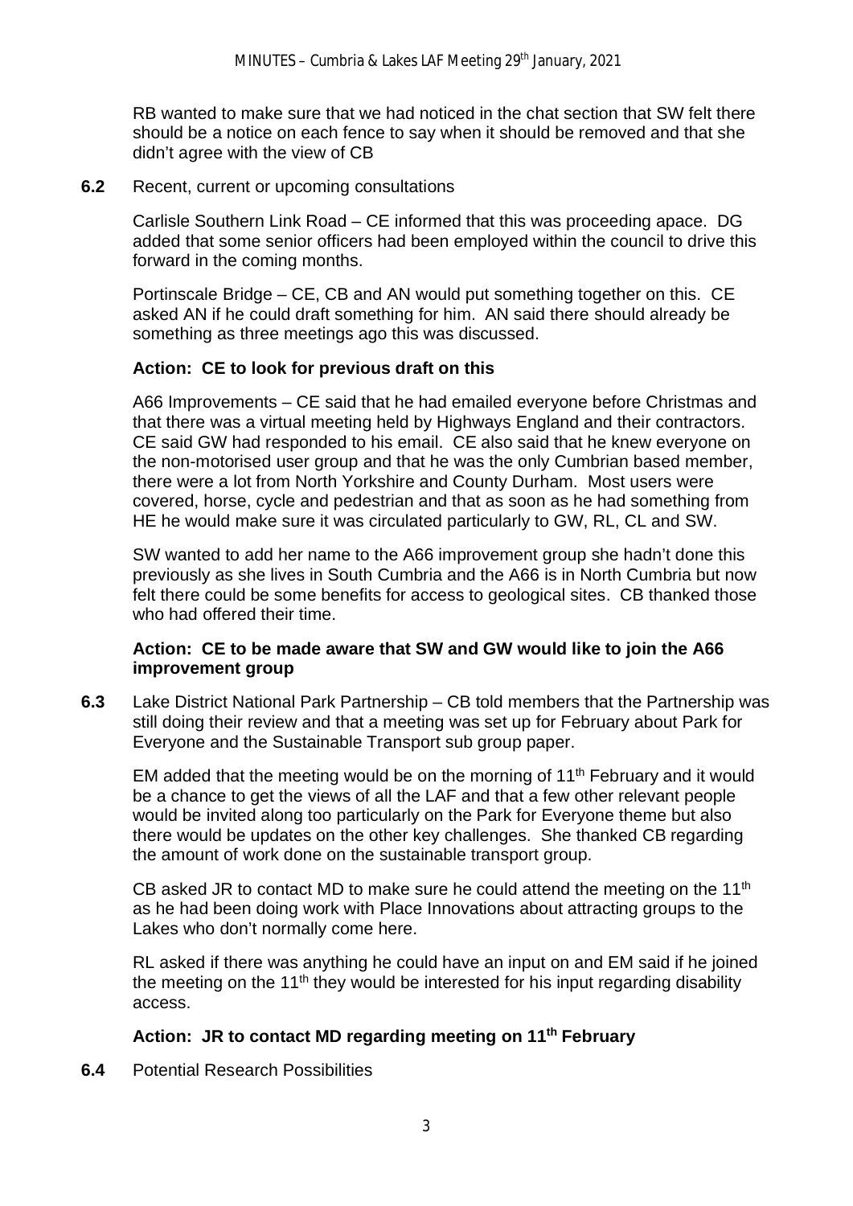RB wanted to make sure that we had noticed in the chat section that SW felt there should be a notice on each fence to say when it should be removed and that she didn't agree with the view of CB

**6.2** Recent, current or upcoming consultations

Carlisle Southern Link Road – CE informed that this was proceeding apace. DG added that some senior officers had been employed within the council to drive this forward in the coming months.

Portinscale Bridge – CE, CB and AN would put something together on this. CE asked AN if he could draft something for him. AN said there should already be something as three meetings ago this was discussed.

**Action: CE to look for previous draft on this**

A66 Improvements – CE said that he had emailed everyone before Christmas and that there was a virtual meeting held by Highways England and their contractors. CE said GW had responded to his email. CE also said that he knew everyone on the non-motorised user group and that he was the only Cumbrian based member, there were a lot from North Yorkshire and County Durham. Most users were covered, horse, cycle and pedestrian and that as soon as he had something from HE he would make sure it was circulated particularly to GW, RL, CL and SW.

SW wanted to add her name to the A66 improvement group she hadn't done this previously as she lives in South Cumbria and the A66 is in North Cumbria but now felt there could be some benefits for access to geological sites. CB thanked those who had offered their time.

**Action: CE to be made aware that SW and GW would like to join the A66 improvement group**

**6.3** Lake District National Park Partnership – CB told members that the Partnership was still doing their review and that a meeting was set up for February about Park for Everyone and the Sustainable Transport sub group paper.

EM added that the meeting would be on the morning of 11th February and it would be a chance to get the views of all the LAF and that a few other relevant people would be invited along too particularly on the Park for Everyone theme but also there would be updates on the other key challenges. She thanked CB regarding the amount of work done on the sustainable transport group.

CB asked JR to contact MD to make sure he could attend the meeting on the 11th as he had been doing work with Place Innovations about attracting groups to the Lakes who don't normally come here.

RL asked if there was anything he could have an input on and EM said if he joined the meeting on the 11th they would be interested for his input regarding disability access.

**Action: JR to contact MD regarding meeting on 11th February**

**6.4** Potential Research Possibilities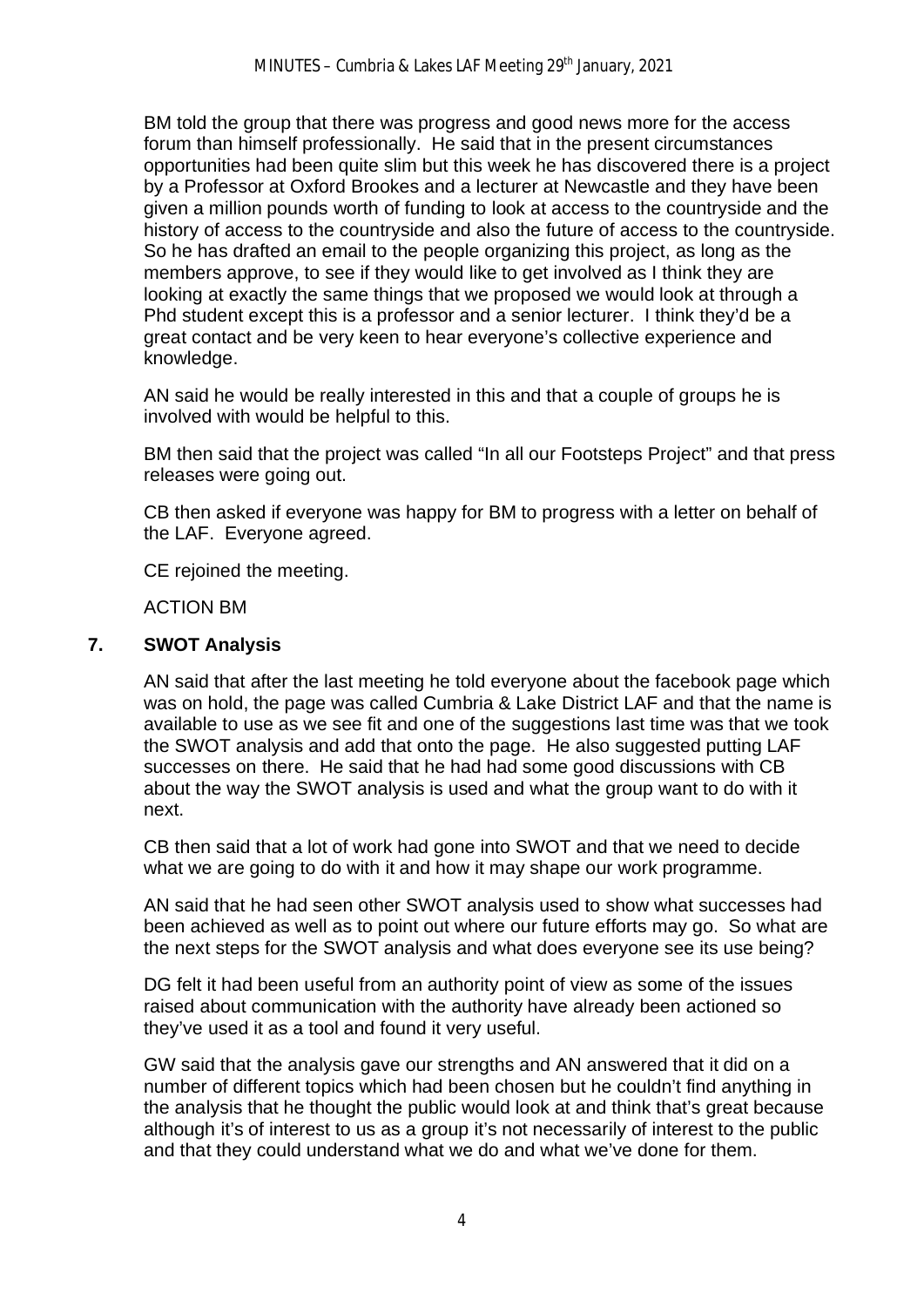BM told the group that there was progress and good news more for the access forum than himself professionally. He said that in the present circumstances opportunities had been quite slim but this week he has discovered there is a project by a Professor at Oxford Brookes and a lecturer at Newcastle and they have been given a million pounds worth of funding to look at access to the countryside and the history of access to the countryside and also the future of access to the countryside. So he has drafted an email to the people organizing this project, as long as the members approve, to see if they would like to get involved as I think they are looking at exactly the same things that we proposed we would look at through a Phd student except this is a professor and a senior lecturer. I think they'd be a great contact and be very keen to hear everyone's collective experience and knowledge.

AN said he would be really interested in this and that a couple of groups he is involved with would be helpful to this.

BM then said that the project was called "In all our Footsteps Project" and that press releases were going out.

CB then asked if everyone was happy for BM to progress with a letter on behalf of the LAF. Everyone agreed.

CE rejoined the meeting.

ACTION BM

## 7. SWOT Analysis

AN said that after the last meeting he told everyone about the facebook page which was on hold, the page was called Cumbria & Lake District LAF and that the name is available to use as we see fit and one of the suggestions last time was that we took the SWOT analysis and add that onto the page. He also suggested putting LAF successes on there. He said that he had had some good discussions with CB about the way the SWOT analysis is used and what the group want to do with it next.

CB then said that a lot of work had gone into SWOT and that we need to decide what we are going to do with it and how it may shape our work programme.

AN said that he had seen other SWOT analysis used to show what successes had been achieved as well as to point out where our future efforts may go. So what are the next steps for the SWOT analysis and what does everyone see its use being?

DG felt it had been useful from an authority point of view as some of the issues raised about communication with the authority have already been actioned so they've used it as a tool and found it very useful.

GW said that the analysis gave our strengths and AN answered that it did on a number of different topics which had been chosen but he couldn't find anything in the analysis that he thought the public would look at and think that's great because although it's of interest to us as a group it's not necessarily of interest to the public and that they could understand what we do and what we've done for them.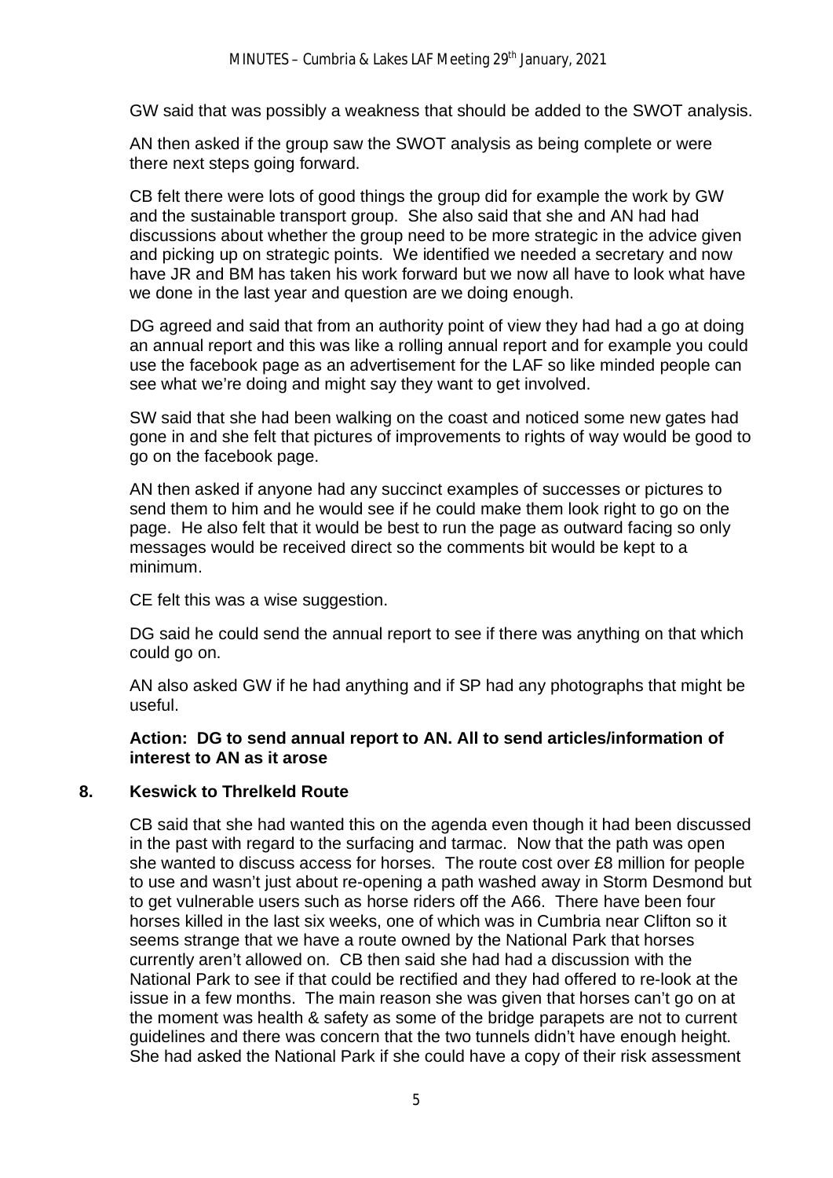GW said that was possibly a weakness that should be added to the SWOT analysis.

AN then asked if the group saw the SWOT analysis as being complete or were there next steps going forward.

CB felt there were lots of good things the group did for example the work by GW and the sustainable transport group. She also said that she and AN had had discussions about whether the group need to be more strategic in the advice given and picking up on strategic points. We identified we needed a secretary and now have JR and BM has taken his work forward but we now all have to look what have we done in the last year and question are we doing enough.

DG agreed and said that from an authority point of view they had had a go at doing an annual report and this was like a rolling annual report and for example you could use the facebook page as an advertisement for the LAF so like minded people can see what we're doing and might say they want to get involved.

SW said that she had been walking on the coast and noticed some new gates had gone in and she felt that pictures of improvements to rights of way would be good to go on the facebook page.

AN then asked if anyone had any succinct examples of successes or pictures to send them to him and he would see if he could make them look right to go on the page. He also felt that it would be best to run the page as outward facing so only messages would be received direct so the comments bit would be kept to a minimum.

CE felt this was a wise suggestion.

DG said he could send the annual report to see if there was anything on that which could go on.

AN also asked GW if he had anything and if SP had any photographs that might be useful.

**Action: DG to send annual report to AN. All to send articles/information of interest to AN as it arose**

## 8. Keswick to Threlkeld Route

CB said that she had wanted this on the agenda even though it had been discussed in the past with regard to the surfacing and tarmac. Now that the path was open she wanted to discuss access for horses. The route cost over £8 million for people to use and wasn't just about re-opening a path washed away in Storm Desmond but to get vulnerable users such as horse riders off the A66. There have been four horses killed in the last six weeks, one of which was in Cumbria near Clifton so it seems strange that we have a route owned by the National Park that horses currently aren't allowed on. CB then said she had had a discussion with the National Park to see if that could be rectified and they had offered to re-look at the issue in a few months. The main reason she was given that horses can't go on at the moment was health & safety as some of the bridge parapets are not to current guidelines and there was concern that the two tunnels didn't have enough height. She had asked the National Park if she could have a copy of their risk assessment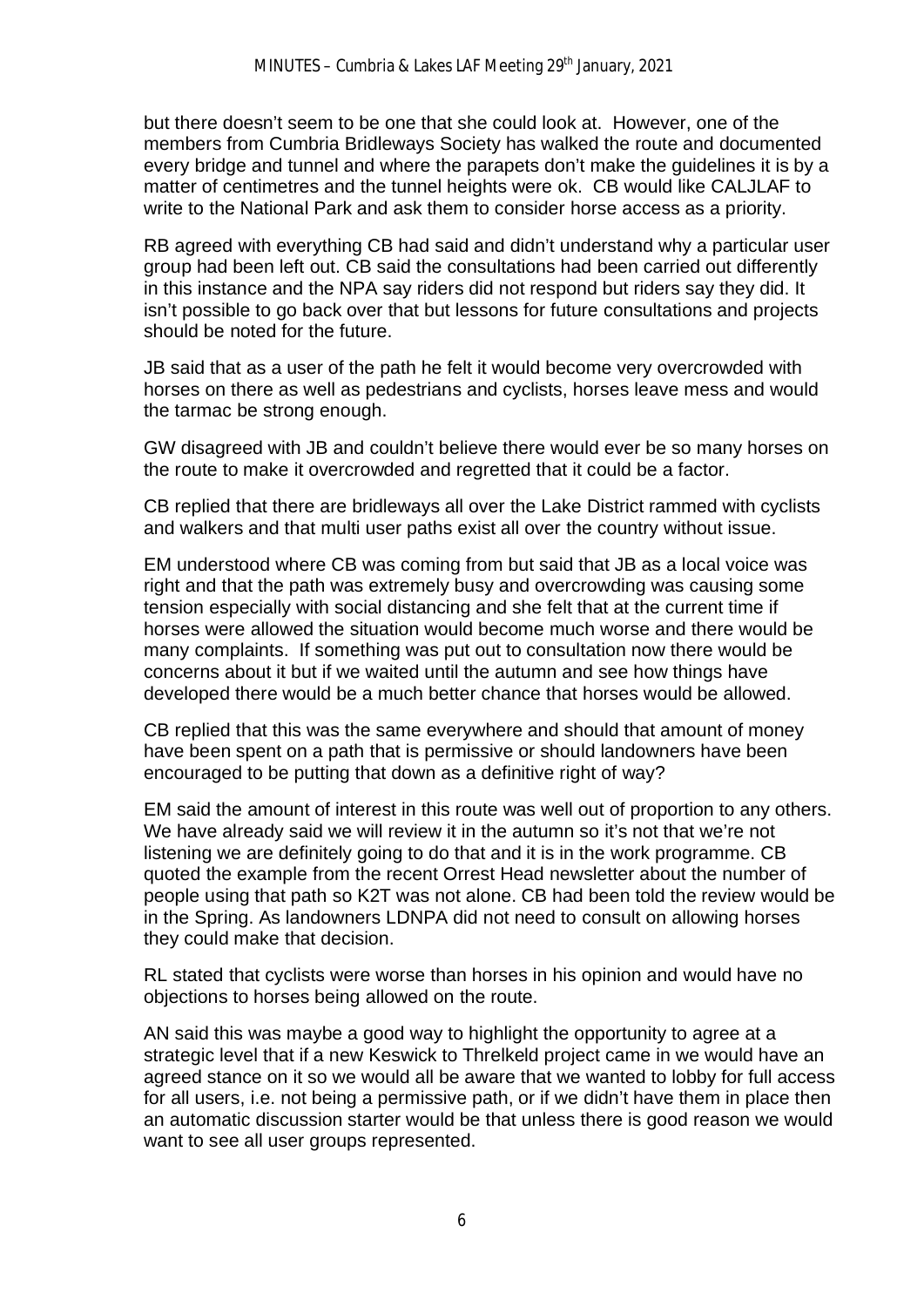but there doesn't seem to be one that she could look at. However, one of the members from Cumbria Bridleways Society has walked the route and documented every bridge and tunnel and where the parapets don't make the guidelines it is by a matter of centimetres and the tunnel heights were ok. CB would like CALJLAF to write to the National Park and ask them to consider horse access as a priority.

RB agreed with everything CB had said and didn't understand why a particular user group had been left out. CB said the consultations had been carried out differently in this instance and the NPA say riders did not respond but riders say they did. It isn't possible to go back over that but lessons for future consultations and projects should be noted for the future.

JB said that as a user of the path he felt it would become very overcrowded with horses on there as well as pedestrians and cyclists, horses leave mess and would the tarmac be strong enough.

GW disagreed with JB and couldn't believe there would ever be so many horses on the route to make it overcrowded and regretted that it could be a factor.

CB replied that there are bridleways all over the Lake District rammed with cyclists and walkers and that multi user paths exist all over the country without issue.

EM understood where CB was coming from but said that JB as a local voice was right and that the path was extremely busy and overcrowding was causing some tension especially with social distancing and she felt that at the current time if horses were allowed the situation would become much worse and there would be many complaints. If something was put out to consultation now there would be concerns about it but if we waited until the autumn and see how things have developed there would be a much better chance that horses would be allowed.

CB replied that this was the same everywhere and should that amount of money have been spent on a path that is permissive or should landowners have been encouraged to be putting that down as a definitive right of way?

EM said the amount of interest in this route was well out of proportion to any others. We have already said we will review it in the autumn so it's not that we're not listening we are definitely going to do that and it is in the work programme. CB quoted the example from the recent Orrest Head newsletter about the number of people using that path so K2T was not alone. CB had been told the review would be in the Spring. As landowners LDNPA did not need to consult on allowing horses they could make that decision.

RL stated that cyclists were worse than horses in his opinion and would have no objections to horses being allowed on the route.

AN said this was maybe a good way to highlight the opportunity to agree at a strategic level that if a new Keswick to Threlkeld project came in we would have an agreed stance on it so we would all be aware that we wanted to lobby for full access for all users, i.e. not being a permissive path, or if we didn't have them in place then an automatic discussion starter would be that unless there is good reason we would want to see all user groups represented.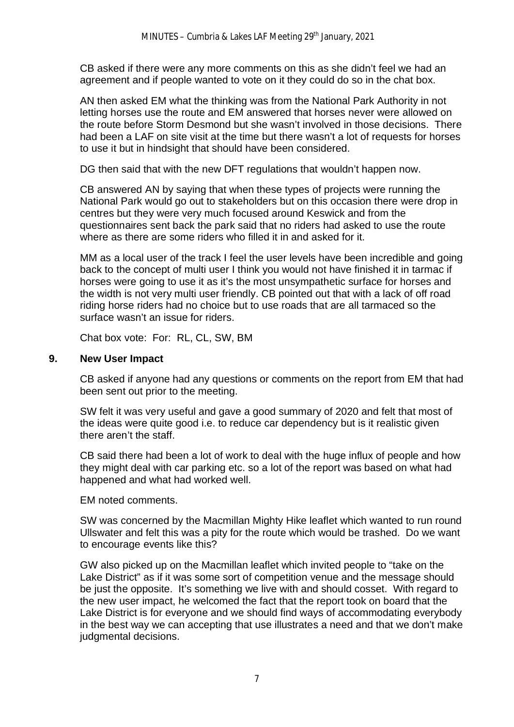CB asked if there were any more comments on this as she didn't feel we had an agreement and if people wanted to vote on it they could do so in the chat box.

AN then asked EM what the thinking was from the National Park Authority in not letting horses use the route and EM answered that horses never were allowed on the route before Storm Desmond but she wasn't involved in those decisions. There had been a LAF on site visit at the time but there wasn't a lot of requests for horses to use it but in hindsight that should have been considered.

DG then said that with the new DFT regulations that wouldn't happen now.

CB answered AN by saying that when these types of projects were running the National Park would go out to stakeholders but on this occasion there were drop in centres but they were very much focused around Keswick and from the questionnaires sent back the park said that no riders had asked to use the route where as there are some riders who filled it in and asked for it.

MM as a local user of the track I feel the user levels have been incredible and going back to the concept of multi user I think you would not have finished it in tarmac if horses were going to use it as it's the most unsympathetic surface for horses and the width is not very multi user friendly. CB pointed out that with a lack of off road riding horse riders had no choice but to use roads that are all tarmaced so the surface wasn't an issue for riders.

Chat box vote: For: RL, CL, SW, BM

## 9. New User Impact

CB asked if anyone had any questions or comments on the report from EM that had been sent out prior to the meeting.

SW felt it was very useful and gave a good summary of 2020 and felt that most of the ideas were quite good i.e. to reduce car dependency but is it realistic given there aren't the staff.

CB said there had been a lot of work to deal with the huge influx of people and how they might deal with car parking etc. so a lot of the report was based on what had happened and what had worked well.

EM noted comments.

SW was concerned by the Macmillan Mighty Hike leaflet which wanted to run round Ullswater and felt this was a pity for the route which would be trashed. Do we want to encourage events like this?

GW also picked up on the Macmillan leaflet which invited people to "take on the Lake District" as if it was some sort of competition venue and the message should be just the opposite. It's something we live with and should cosset. With regard to the new user impact, he welcomed the fact that the report took on board that the Lake District is for everyone and we should find ways of accommodating everybody in the best way we can accepting that use illustrates a need and that we don't make judgmental decisions.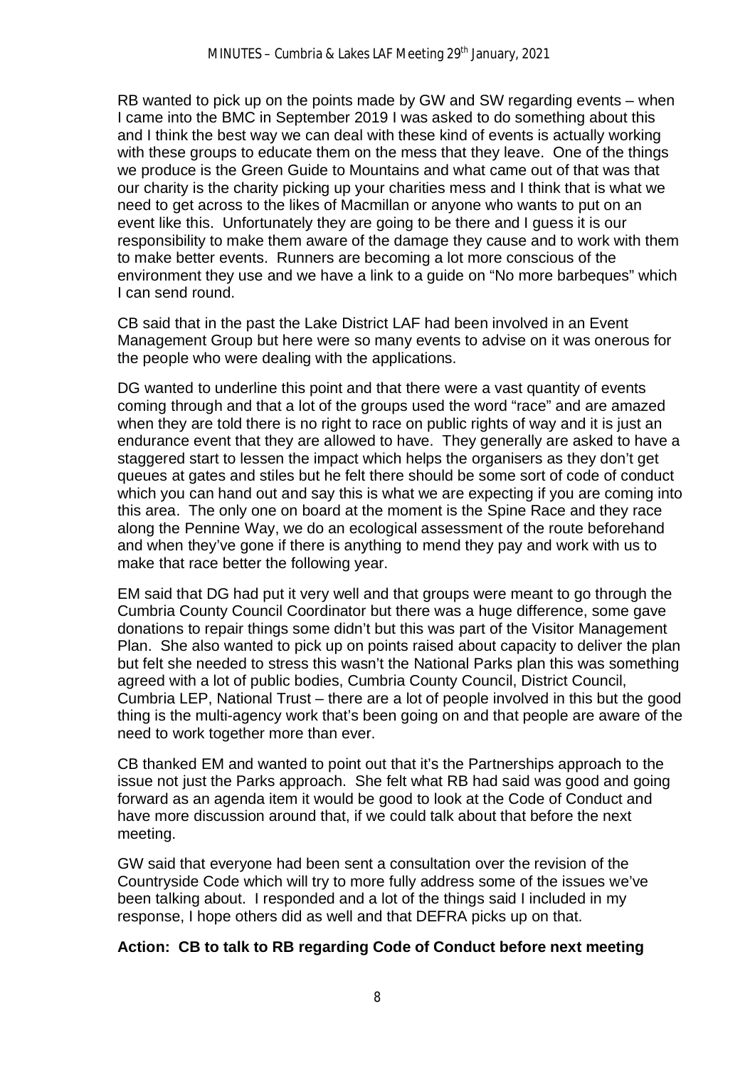RB wanted to pick up on the points made by GW and SW regarding events – when I came into the BMC in September 2019 I was asked to do something about this and I think the best way we can deal with these kind of events is actually working with these groups to educate them on the mess that they leave. One of the things we produce is the Green Guide to Mountains and what came out of that was that our charity is the charity picking up your charities mess and I think that is what we need to get across to the likes of Macmillan or anyone who wants to put on an event like this. Unfortunately they are going to be there and I guess it is our responsibility to make them aware of the damage they cause and to work with them to make better events. Runners are becoming a lot more conscious of the environment they use and we have a link to a guide on "No more barbeques" which I can send round.

CB said that in the past the Lake District LAF had been involved in an Event Management Group but here were so many events to advise on it was onerous for the people who were dealing with the applications.

DG wanted to underline this point and that there were a vast quantity of events coming through and that a lot of the groups used the word "race" and are amazed when they are told there is no right to race on public rights of way and it is just an endurance event that they are allowed to have. They generally are asked to have a staggered start to lessen the impact which helps the organisers as they don't get queues at gates and stiles but he felt there should be some sort of code of conduct which you can hand out and say this is what we are expecting if you are coming into this area. The only one on board at the moment is the Spine Race and they race along the Pennine Way, we do an ecological assessment of the route beforehand and when they've gone if there is anything to mend they pay and work with us to make that race better the following year.

EM said that DG had put it very well and that groups were meant to go through the Cumbria County Council Coordinator but there was a huge difference, some gave donations to repair things some didn't but this was part of the Visitor Management Plan. She also wanted to pick up on points raised about capacity to deliver the plan but felt she needed to stress this wasn't the National Parks plan this was something agreed with a lot of public bodies, Cumbria County Council, District Council, Cumbria LEP, National Trust – there are a lot of people involved in this but the good thing is the multi-agency work that's been going on and that people are aware of the need to work together more than ever.

CB thanked EM and wanted to point out that it's the Partnerships approach to the issue not just the Parks approach. She felt what RB had said was good and going forward as an agenda item it would be good to look at the Code of Conduct and have more discussion around that, if we could talk about that before the next meeting.

GW said that everyone had been sent a consultation over the revision of the Countryside Code which will try to more fully address some of the issues we've been talking about. I responded and a lot of the things said I included in my response, I hope others did as well and that DEFRA picks up on that.

**Action: CB to talk to RB regarding Code of Conduct before next meeting**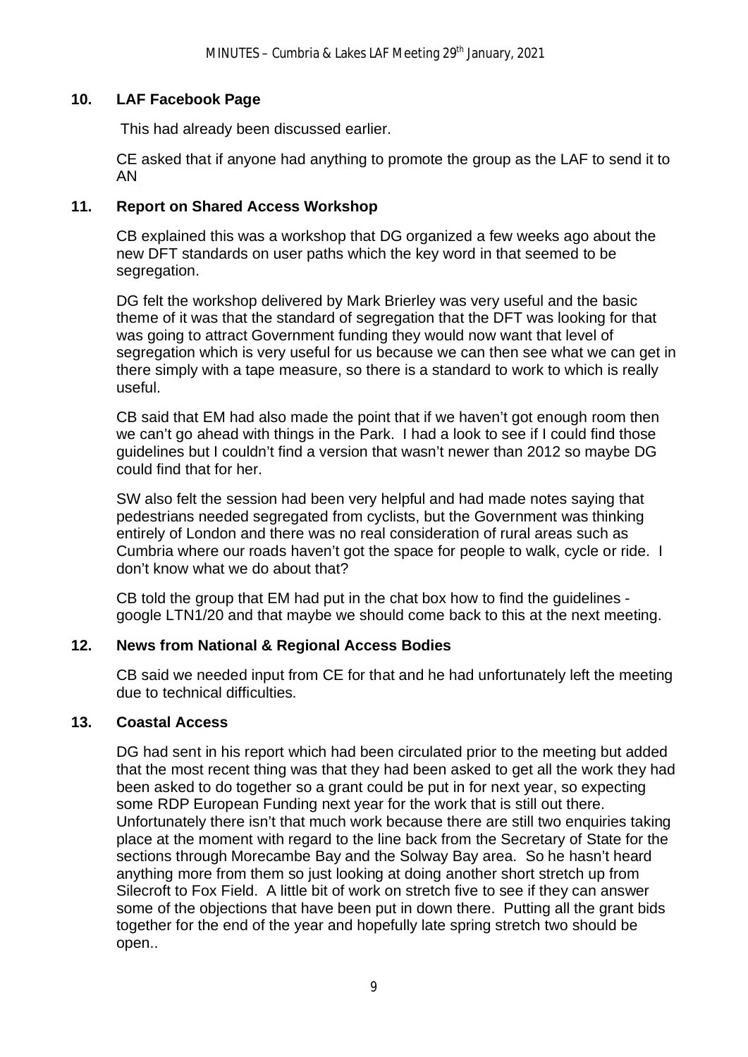## 10. LAF Facebook Page

This had already been discussed earlier.

CE asked that if anyone had anything to promote the group as the LAF to send it to AN

## 11. Report on Shared Access Workshop

CB explained this was a workshop that DG organized a few weeks ago about the new DFT standards on user paths which the key word in that seemed to be segregation.

DG felt the workshop delivered by Mark Brierley was very useful and the basic theme of it was that the standard of segregation that the DFT was looking for that was going to attract Government funding they would now want that level of segregation which is very useful for us because we can then see what we can get in there simply with a tape measure, so there is a standard to work to which is really useful.

CB said that EM had also made the point that if we haven't got enough room then we can't go ahead with things in the Park. I had a look to see if I could find those guidelines but I couldn't find a version that wasn't newer than 2012 so maybe DG could find that for her.

SW also felt the session had been very helpful and had made notes saying that pedestrians needed segregated from cyclists, but the Government was thinking entirely of London and there was no real consideration of rural areas such as Cumbria where our roads haven't got the space for people to walk, cycle or ride. I don't know what we do about that?

CB told the group that EM had put in the chat box how to find the guidelines - google LTN1/20 and that maybe we should come back to this at the next meeting.

## 12. News from National & Regional Access Bodies

CB said we needed input from CE for that and he had unfortunately left the meeting due to technical difficulties.

## 13. Coastal Access

DG had sent in his report which had been circulated prior to the meeting but added that the most recent thing was that they had been asked to get all the work they had been asked to do together so a grant could be put in for next year, so expecting some RDP European Funding next year for the work that is still out there. Unfortunately there isn't that much work because there are still two enquiries taking place at the moment with regard to the line back from the Secretary of State for the sections through Morecambe Bay and the Solway Bay area. So he hasn't heard anything more from them so just looking at doing another short stretch up from Silecroft to Fox Field. A little bit of work on stretch five to see if they can answer some of the objections that have been put in down there. Putting all the grant bids together for the end of the year and hopefully late spring stretch two should be open..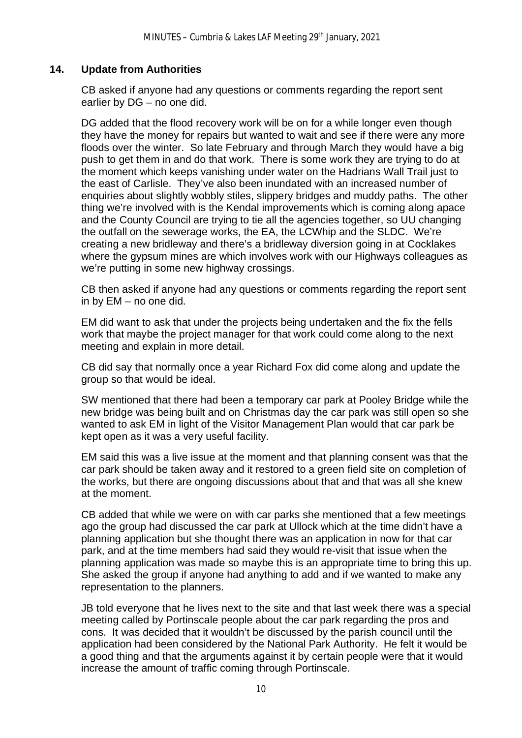## 14. Update from Authorities

CB asked if anyone had any questions or comments regarding the report sent earlier by DG – no one did.

DG added that the flood recovery work will be on for a while longer even though they have the money for repairs but wanted to wait and see if there were any more floods over the winter. So late February and through March they would have a big push to get them in and do that work. There is some work they are trying to do at the moment which keeps vanishing under water on the Hadrians Wall Trail just to the east of Carlisle. They've also been inundated with an increased number of enquiries about slightly wobbly stiles, slippery bridges and muddy paths. The other thing we're involved with is the Kendal improvements which is coming along apace and the County Council are trying to tie all the agencies together, so UU changing the outfall on the sewerage works, the EA, the LCWhip and the SLDC. We're creating a new bridleway and there's a bridleway diversion going in at Cocklakes where the gypsum mines are which involves work with our Highways colleagues as we're putting in some new highway crossings.

CB then asked if anyone had any questions or comments regarding the report sent in by EM – no one did.

EM did want to ask that under the projects being undertaken and the fix the fells work that maybe the project manager for that work could come along to the next meeting and explain in more detail.

CB did say that normally once a year Richard Fox did come along and update the group so that would be ideal.

SW mentioned that there had been a temporary car park at Pooley Bridge while the new bridge was being built and on Christmas day the car park was still open so she wanted to ask EM in light of the Visitor Management Plan would that car park be kept open as it was a very useful facility.

EM said this was a live issue at the moment and that planning consent was that the car park should be taken away and it restored to a green field site on completion of the works, but there are ongoing discussions about that and that was all she knew at the moment.

CB added that while we were on with car parks she mentioned that a few meetings ago the group had discussed the car park at Ullock which at the time didn't have a planning application but she thought there was an application in now for that car park, and at the time members had said they would re-visit that issue when the planning application was made so maybe this is an appropriate time to bring this up. She asked the group if anyone had anything to add and if we wanted to make any representation to the planners.

JB told everyone that he lives next to the site and that last week there was a special meeting called by Portinscale people about the car park regarding the pros and cons. It was decided that it wouldn't be discussed by the parish council until the application had been considered by the National Park Authority. He felt it would be a good thing and that the arguments against it by certain people were that it would increase the amount of traffic coming through Portinscale.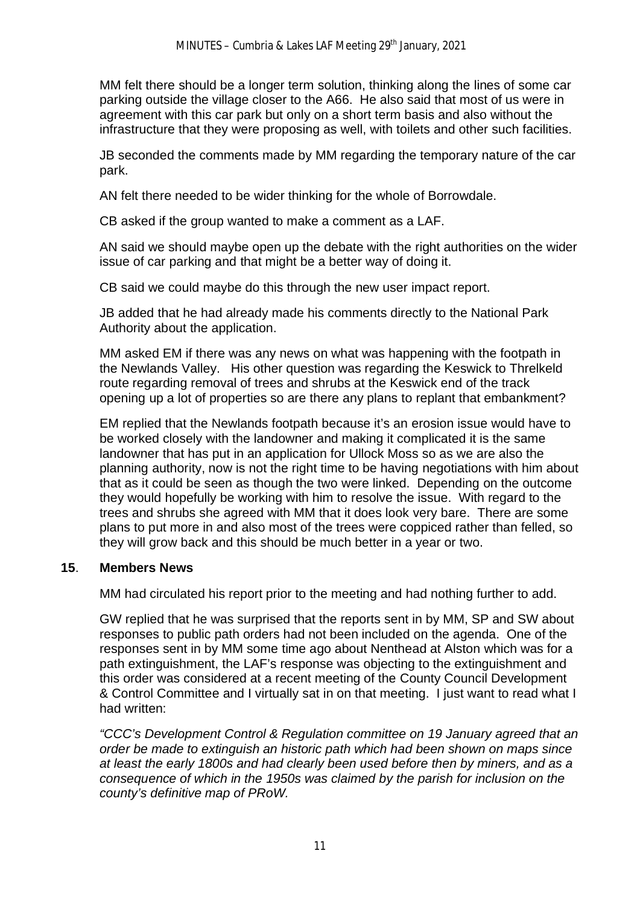MM felt there should be a longer term solution, thinking along the lines of some car parking outside the village closer to the A66. He also said that most of us were in agreement with this car park but only on a short term basis and also without the infrastructure that they were proposing as well, with toilets and other such facilities.

JB seconded the comments made by MM regarding the temporary nature of the car park.

AN felt there needed to be wider thinking for the whole of Borrowdale.

CB asked if the group wanted to make a comment as a LAF.

AN said we should maybe open up the debate with the right authorities on the wider issue of car parking and that might be a better way of doing it.

CB said we could maybe do this through the new user impact report.

JB added that he had already made his comments directly to the National Park Authority about the application.

MM asked EM if there was any news on what was happening with the footpath in the Newlands Valley. His other question was regarding the Keswick to Threlkeld route regarding removal of trees and shrubs at the Keswick end of the track opening up a lot of properties so are there any plans to replant that embankment?

EM replied that the Newlands footpath because it's an erosion issue would have to be worked closely with the landowner and making it complicated it is the same landowner that has put in an application for Ullock Moss so as we are also the planning authority, now is not the right time to be having negotiations with him about that as it could be seen as though the two were linked. Depending on the outcome they would hopefully be working with him to resolve the issue. With regard to the trees and shrubs she agreed with MM that it does look very bare. There are some plans to put more in and also most of the trees were coppiced rather than felled, so they will grow back and this should be much better in a year or two.

## 15. Members News

MM had circulated his report prior to the meeting and had nothing further to add.

GW replied that he was surprised that the reports sent in by MM, SP and SW about responses to public path orders had not been included on the agenda. One of the responses sent in by MM some time ago about Nenthead at Alston which was for a path extinguishment, the LAF's response was objecting to the extinguishment and this order was considered at a recent meeting of the County Council Development & Control Committee and I virtually sat in on that meeting. I just want to read what I had written:

*"CCC's Development Control & Regulation committee on 19 January agreed that an order be made to extinguish an historic path which had been shown on maps since at least the early 1800s and had clearly been used before then by miners, and as a consequence of which in the 1950s was claimed by the parish for inclusion on the county's definitive map of PRoW.*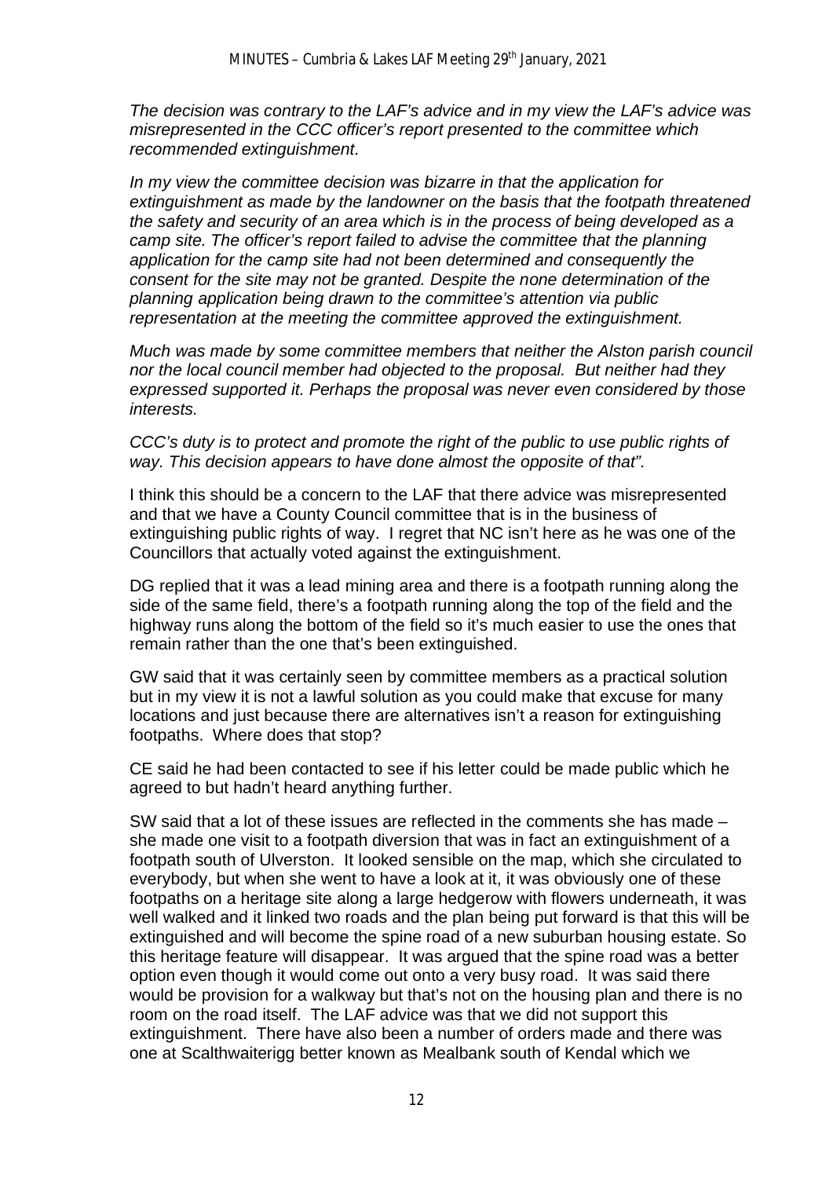*The decision was contrary to the LAF's advice and in my view the LAF's advice was misrepresented in the CCC officer's report presented to the committee which recommended extinguishment.*

*In my view the committee decision was bizarre in that the application for extinguishment as made by the landowner on the basis that the footpath threatened the safety and security of an area which is in the process of being developed as a camp site. The officer's report failed to advise the committee that the planning application for the camp site had not been determined and consequently the consent for the site may not be granted. Despite the none determination of the planning application being drawn to the committee's attention via public representation at the meeting the committee approved the extinguishment.*

*Much was made by some committee members that neither the Alston parish council nor the local council member had objected to the proposal. But neither had they expressed supported it. Perhaps the proposal was never even considered by those interests.*

*CCC's duty is to protect and promote the right of the public to use public rights of way. This decision appears to have done almost the opposite of that".*

I think this should be a concern to the LAF that there advice was misrepresented and that we have a County Council committee that is in the business of extinguishing public rights of way. I regret that NC isn't here as he was one of the Councillors that actually voted against the extinguishment.

DG replied that it was a lead mining area and there is a footpath running along the side of the same field, there's a footpath running along the top of the field and the highway runs along the bottom of the field so it's much easier to use the ones that remain rather than the one that's been extinguished.

GW said that it was certainly seen by committee members as a practical solution but in my view it is not a lawful solution as you could make that excuse for many locations and just because there are alternatives isn't a reason for extinguishing footpaths. Where does that stop?

CE said he had been contacted to see if his letter could be made public which he agreed to but hadn't heard anything further.

SW said that a lot of these issues are reflected in the comments she has made – she made one visit to a footpath diversion that was in fact an extinguishment of a footpath south of Ulverston. It looked sensible on the map, which she circulated to everybody, but when she went to have a look at it, it was obviously one of these footpaths on a heritage site along a large hedgerow with flowers underneath, it was well walked and it linked two roads and the plan being put forward is that this will be extinguished and will become the spine road of a new suburban housing estate. So this heritage feature will disappear. It was argued that the spine road was a better option even though it would come out onto a very busy road. It was said there would be provision for a walkway but that's not on the housing plan and there is no room on the road itself. The LAF advice was that we did not support this extinguishment. There have also been a number of orders made and there was one at Scalthwaiterigg better known as Mealbank south of Kendal which we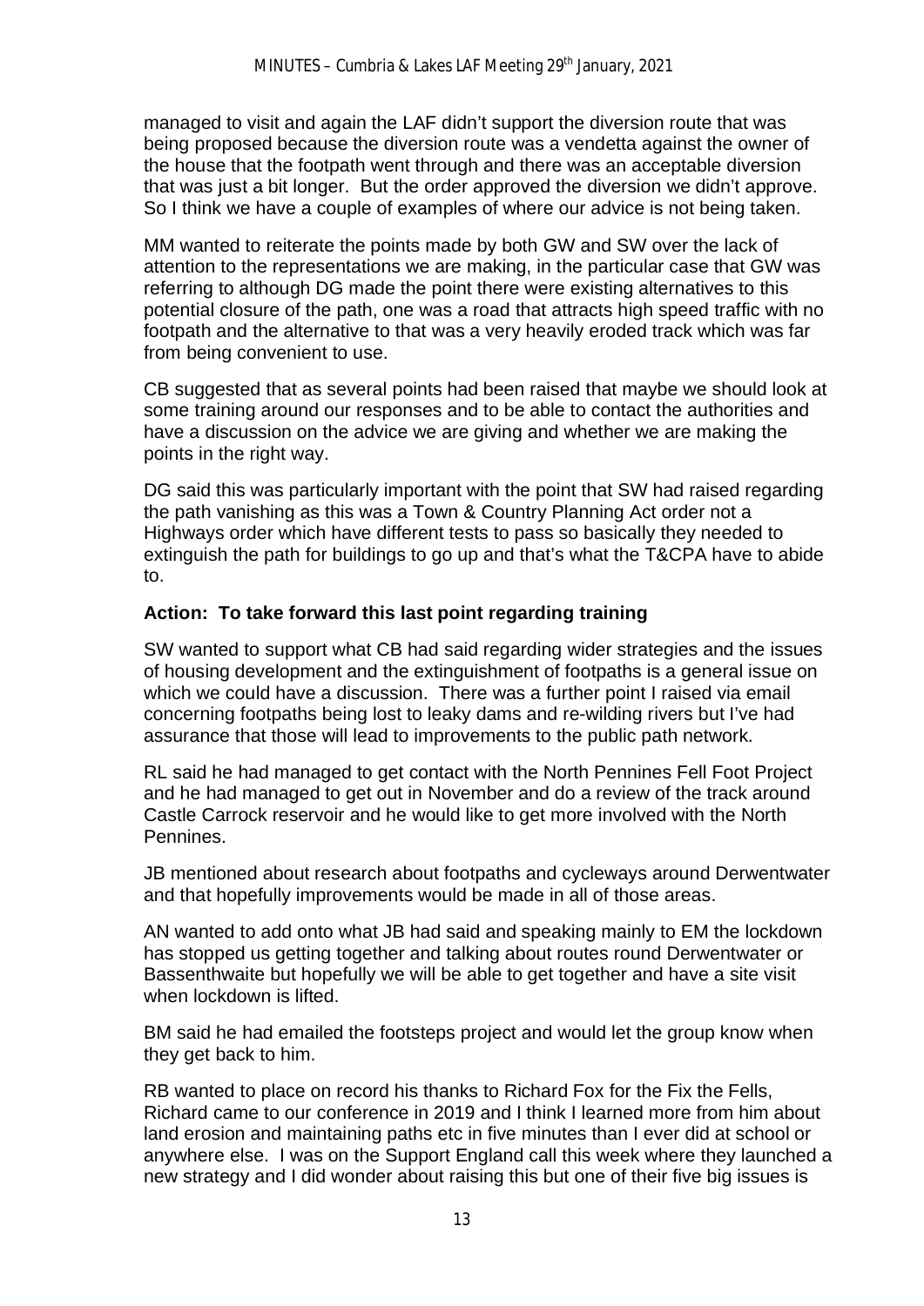managed to visit and again the LAF didn't support the diversion route that was being proposed because the diversion route was a vendetta against the owner of the house that the footpath went through and there was an acceptable diversion that was just a bit longer. But the order approved the diversion we didn't approve. So I think we have a couple of examples of where our advice is not being taken.

MM wanted to reiterate the points made by both GW and SW over the lack of attention to the representations we are making, in the particular case that GW was referring to although DG made the point there were existing alternatives to this potential closure of the path, one was a road that attracts high speed traffic with no footpath and the alternative to that was a very heavily eroded track which was far from being convenient to use.

CB suggested that as several points had been raised that maybe we should look at some training around our responses and to be able to contact the authorities and have a discussion on the advice we are giving and whether we are making the points in the right way.

DG said this was particularly important with the point that SW had raised regarding the path vanishing as this was a Town & Country Planning Act order not a Highways order which have different tests to pass so basically they needed to extinguish the path for buildings to go up and that's what the T&CPA have to abide to.

**Action: To take forward this last point regarding training**

SW wanted to support what CB had said regarding wider strategies and the issues of housing development and the extinguishment of footpaths is a general issue on which we could have a discussion. There was a further point I raised via email concerning footpaths being lost to leaky dams and re-wilding rivers but I've had assurance that those will lead to improvements to the public path network.

RL said he had managed to get contact with the North Pennines Fell Foot Project and he had managed to get out in November and do a review of the track around Castle Carrock reservoir and he would like to get more involved with the North Pennines.

JB mentioned about research about footpaths and cycleways around Derwentwater and that hopefully improvements would be made in all of those areas.

AN wanted to add onto what JB had said and speaking mainly to EM the lockdown has stopped us getting together and talking about routes round Derwentwater or Bassenthwaite but hopefully we will be able to get together and have a site visit when lockdown is lifted.

BM said he had emailed the footsteps project and would let the group know when they get back to him.

RB wanted to place on record his thanks to Richard Fox for the Fix the Fells, Richard came to our conference in 2019 and I think I learned more from him about land erosion and maintaining paths etc in five minutes than I ever did at school or anywhere else. I was on the Support England call this week where they launched a new strategy and I did wonder about raising this but one of their five big issues is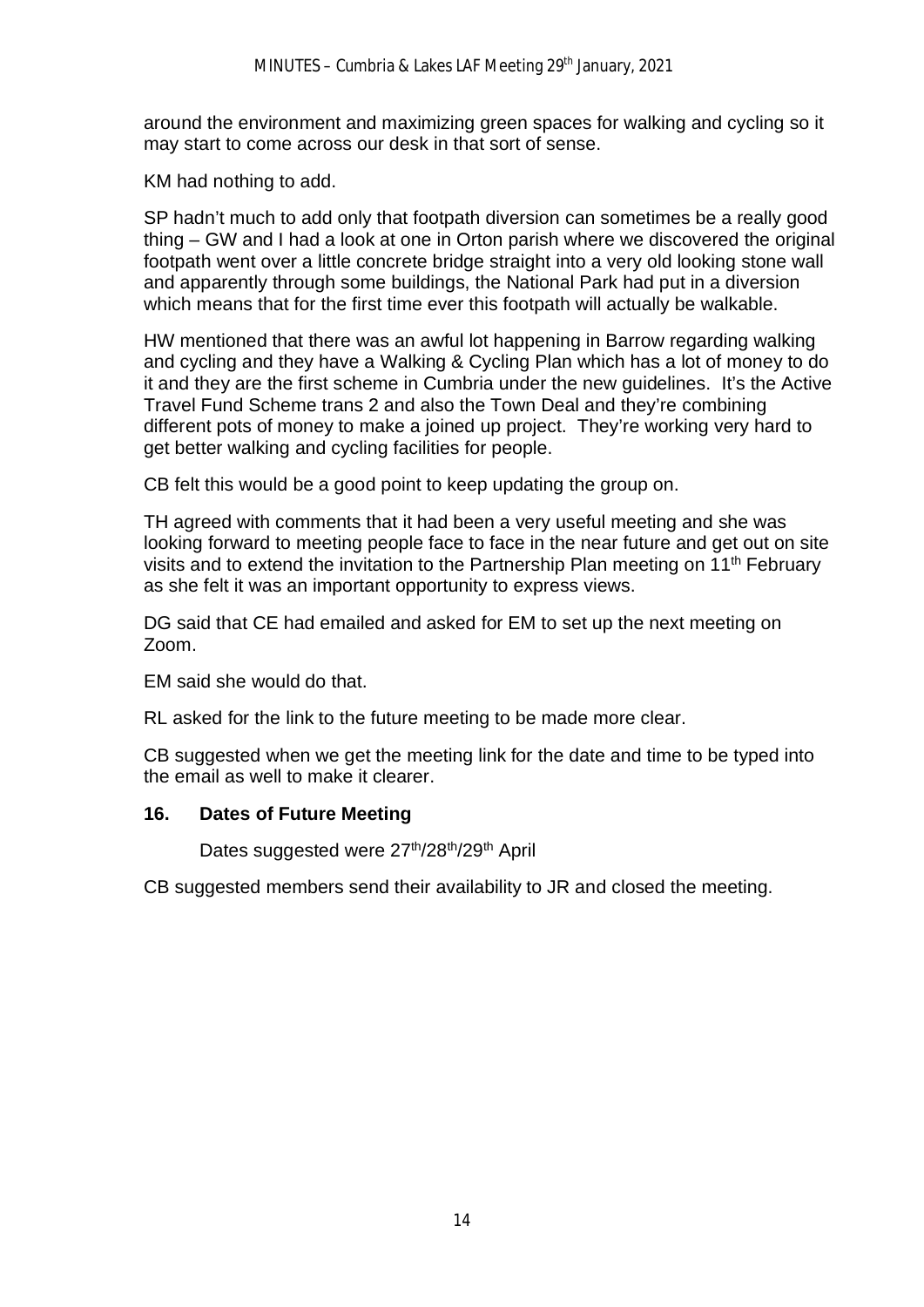around the environment and maximizing green spaces for walking and cycling so it may start to come across our desk in that sort of sense.

KM had nothing to add.

SP hadn't much to add only that footpath diversion can sometimes be a really good thing – GW and I had a look at one in Orton parish where we discovered the original footpath went over a little concrete bridge straight into a very old looking stone wall and apparently through some buildings, the National Park had put in a diversion which means that for the first time ever this footpath will actually be walkable.

HW mentioned that there was an awful lot happening in Barrow regarding walking and cycling and they have a Walking & Cycling Plan which has a lot of money to do it and they are the first scheme in Cumbria under the new guidelines. It's the Active Travel Fund Scheme trans 2 and also the Town Deal and they're combining different pots of money to make a joined up project. They're working very hard to get better walking and cycling facilities for people.

CB felt this would be a good point to keep updating the group on.

TH agreed with comments that it had been a very useful meeting and she was looking forward to meeting people face to face in the near future and get out on site visits and to extend the invitation to the Partnership Plan meeting on 11th February as she felt it was an important opportunity to express views.

DG said that CE had emailed and asked for EM to set up the next meeting on Zoom.

EM said she would do that.

RL asked for the link to the future meeting to be made more clear.

CB suggested when we get the meeting link for the date and time to be typed into the email as well to make it clearer.

### 16. Dates of Future Meeting

Dates suggested were 27th/28th/29th April

CB suggested members send their availability to JR and closed the meeting.